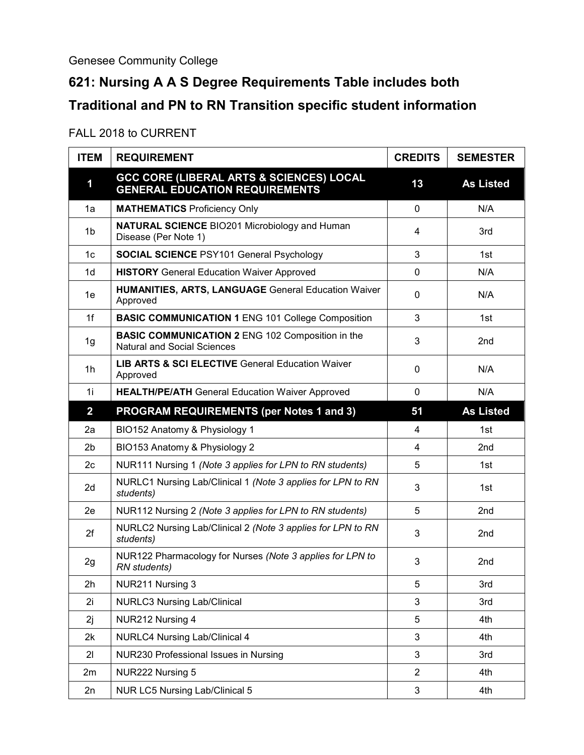Genesee Community College

# 621: Nursing A A S Degree Requirements Table includes both Traditional and PN to RN Transition specific student information

FALL 2018 to CURRENT

| ITEM | REQUIREMENT | CREDITS | SEMESTER |
|---|---|---|---|
| **1** | **GCC CORE (LIBERAL ARTS & SCIENCES) LOCAL GENERAL EDUCATION REQUIREMENTS** | **13** | **As Listed** |
| 1a | **MATHEMATICS** Proficiency Only | 0 | N/A |
| 1b | **NATURAL SCIENCE** BIO201 Microbiology and Human Disease (Per Note 1) | 4 | 3rd |
| 1c | **SOCIAL SCIENCE** PSY101 General Psychology | 3 | 1st |
| 1d | **HISTORY** General Education Waiver Approved | 0 | N/A |
| 1e | **HUMANITIES, ARTS, LANGUAGE** General Education Waiver Approved | 0 | N/A |
| 1f | **BASIC COMMUNICATION 1** ENG 101 College Composition | 3 | 1st |
| 1g | **BASIC COMMUNICATION 2** ENG 102 Composition in the Natural and Social Sciences | 3 | 2nd |
| 1h | **LIB ARTS & SCI ELECTIVE** General Education Waiver Approved | 0 | N/A |
| 1i | **HEALTH/PE/ATH** General Education Waiver Approved | 0 | N/A |
| **2** | **PROGRAM REQUIREMENTS (per Notes 1 and 3)** | **51** | **As Listed** |
| 2a | BIO152 Anatomy & Physiology 1 | 4 | 1st |
| 2b | BIO153 Anatomy & Physiology 2 | 4 | 2nd |
| 2c | NUR111 Nursing 1 *(Note 3 applies for LPN to RN students)* | 5 | 1st |
| 2d | NURLC1 Nursing Lab/Clinical 1 *(Note 3 applies for LPN to RN students)* | 3 | 1st |
| 2e | NUR112 Nursing 2 *(Note 3 applies for LPN to RN students)* | 5 | 2nd |
| 2f | NURLC2 Nursing Lab/Clinical 2 *(Note 3 applies for LPN to RN students)* | 3 | 2nd |
| 2g | NUR122 Pharmacology for Nurses *(Note 3 applies for LPN to RN students)* | 3 | 2nd |
| 2h | NUR211 Nursing 3 | 5 | 3rd |
| 2i | NURLC3 Nursing Lab/Clinical | 3 | 3rd |
| 2j | NUR212 Nursing 4 | 5 | 4th |
| 2k | NURLC4 Nursing Lab/Clinical 4 | 3 | 4th |
| 2l | NUR230 Professional Issues in Nursing | 3 | 3rd |
| 2m | NUR222 Nursing 5 | 2 | 4th |
| 2n | NUR LC5 Nursing Lab/Clinical 5 | 3 | 4th |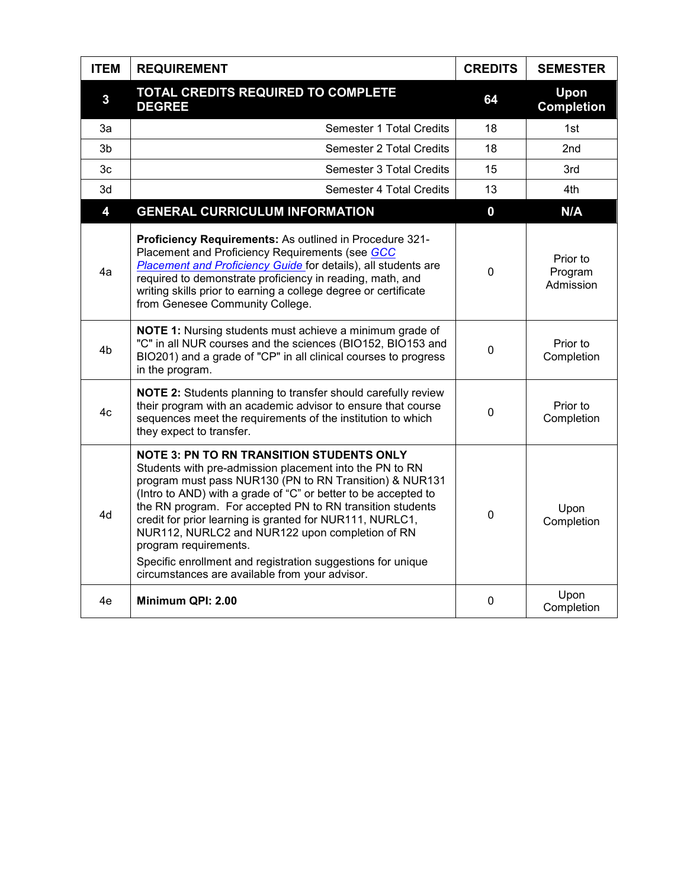| ITEM | REQUIREMENT | CREDITS | SEMESTER |
|---|---|---|---|
| **3** | **TOTAL CREDITS REQUIRED TO COMPLETE DEGREE** | **64** | **Upon Completion** |
| 3a | Semester 1 Total Credits | 18 | 1st |
| 3b | Semester 2 Total Credits | 18 | 2nd |
| 3c | Semester 3 Total Credits | 15 | 3rd |
| 3d | Semester 4 Total Credits | 13 | 4th |
| **4** | **GENERAL CURRICULUM INFORMATION** | **0** | **N/A** |
| 4a | **Proficiency Requirements:** As outlined in Procedure 321-Placement and Proficiency Requirements (see *GCC Placement and Proficiency Guide* for details), all students are required to demonstrate proficiency in reading, math, and writing skills prior to earning a college degree or certificate from Genesee Community College. | 0 | Prior to Program Admission |
| 4b | **NOTE 1:** Nursing students must achieve a minimum grade of "C" in all NUR courses and the sciences (BIO152, BIO153 and BIO201) and a grade of "CP" in all clinical courses to progress in the program. | 0 | Prior to Completion |
| 4c | **NOTE 2:** Students planning to transfer should carefully review their program with an academic advisor to ensure that course sequences meet the requirements of the institution to which they expect to transfer. | 0 | Prior to Completion |
| 4d | **NOTE 3: PN TO RN TRANSITION STUDENTS ONLY** Students with pre-admission placement into the PN to RN program must pass NUR130 (PN to RN Transition) & NUR131 (Intro to AND) with a grade of "C" or better to be accepted to the RN program. For accepted PN to RN transition students credit for prior learning is granted for NUR111, NURLC1, NUR112, NURLC2 and NUR122 upon completion of RN program requirements. Specific enrollment and registration suggestions for unique circumstances are available from your advisor. | 0 | Upon Completion |
| 4e | **Minimum QPI: 2.00** | 0 | Upon Completion |